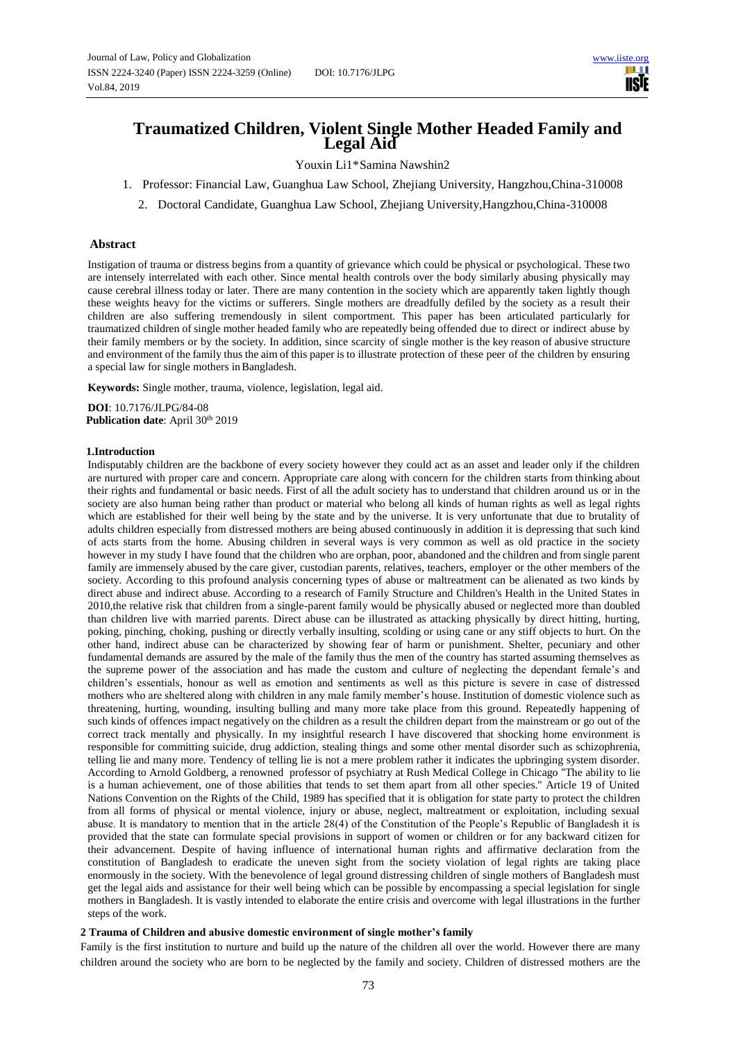# Traumatized Children, Violent Single Mother Headed Family and Legal Aid

Youxin Li1*Samina Nawshin2

1. Professor: Financial Law, Guanghua Law School, Zhejiang University, Hangzhou,China-310008
2. Doctoral Candidate, Guanghua Law School, Zhejiang University,Hangzhou,China-310008

## Abstract

Instigation of trauma or distress begins from a quantity of grievance which could be physical or psychological. These two are intensely interrelated with each other. Since mental health controls over the body similarly abusing physically may cause cerebral illness today or later. There are many contention in the society which are apparently taken lightly though these weights heavy for the victims or sufferers. Single mothers are dreadfully defiled by the society as a result their children are also suffering tremendously in silent comportment. This paper has been articulated particularly for traumatized children of single mother headed family who are repeatedly being offended due to direct or indirect abuse by their family members or by the society. In addition, since scarcity of single mother is the key reason of abusive structure and environment of the family thus the aim of this paper is to illustrate protection of these peer of the children by ensuring a special law for single mothers in Bangladesh.

**Keywords:** Single mother, trauma, violence, legislation, legal aid.

**DOI**: 10.7176/JLPG/84-08
**Publication date**: April 30th 2019

## 1.Introduction

Indisputably children are the backbone of every society however they could act as an asset and leader only if the children are nurtured with proper care and concern. Appropriate care along with concern for the children starts from thinking about their rights and fundamental or basic needs. First of all the adult society has to understand that children around us or in the society are also human being rather than product or material who belong all kinds of human rights as well as legal rights which are established for their well being by the state and by the universe. It is very unfortunate that due to brutality of adults children especially from distressed mothers are being abused continuously in addition it is depressing that such kind of acts starts from the home. Abusing children in several ways is very common as well as old practice in the society however in my study I have found that the children who are orphan, poor, abandoned and the children and from single parent family are immensely abused by the care giver, custodian parents, relatives, teachers, employer or the other members of the society. According to this profound analysis concerning types of abuse or maltreatment can be alienated as two kinds by direct abuse and indirect abuse. According to a research of Family Structure and Children's Health in the United States in 2010,the relative risk that children from a single-parent family would be physically abused or neglected more than doubled than children live with married parents. Direct abuse can be illustrated as attacking physically by direct hitting, hurting, poking, pinching, choking, pushing or directly verbally insulting, scolding or using cane or any stiff objects to hurt. On the other hand, indirect abuse can be characterized by showing fear of harm or punishment. Shelter, pecuniary and other fundamental demands are assured by the male of the family thus the men of the country has started assuming themselves as the supreme power of the association and has made the custom and culture of neglecting the dependant female's and children's essentials, honour as well as emotion and sentiments as well as this picture is severe in case of distressed mothers who are sheltered along with children in any male family member's house. Institution of domestic violence such as threatening, hurting, wounding, insulting bulling and many more take place from this ground. Repeatedly happening of such kinds of offences impact negatively on the children as a result the children depart from the mainstream or go out of the correct track mentally and physically. In my insightful research I have discovered that shocking home environment is responsible for committing suicide, drug addiction, stealing things and some other mental disorder such as schizophrenia, telling lie and many more. Tendency of telling lie is not a mere problem rather it indicates the upbringing system disorder. According to Arnold Goldberg, a renowned professor of psychiatry at Rush Medical College in Chicago "The ability to lie is a human achievement, one of those abilities that tends to set them apart from all other species." Article 19 of United Nations Convention on the Rights of the Child, 1989 has specified that it is obligation for state party to protect the children from all forms of physical or mental violence, injury or abuse, neglect, maltreatment or exploitation, including sexual abuse. It is mandatory to mention that in the article 28(4) of the Constitution of the People's Republic of Bangladesh it is provided that the state can formulate special provisions in support of women or children or for any backward citizen for their advancement. Despite of having influence of international human rights and affirmative declaration from the constitution of Bangladesh to eradicate the uneven sight from the society violation of legal rights are taking place enormously in the society. With the benevolence of legal ground distressing children of single mothers of Bangladesh must get the legal aids and assistance for their well being which can be possible by encompassing a special legislation for single mothers in Bangladesh. It is vastly intended to elaborate the entire crisis and overcome with legal illustrations in the further steps of the work.

## 2 Trauma of Children and abusive domestic environment of single mother's family

Family is the first institution to nurture and build up the nature of the children all over the world. However there are many children around the society who are born to be neglected by the family and society. Children of distressed mothers are the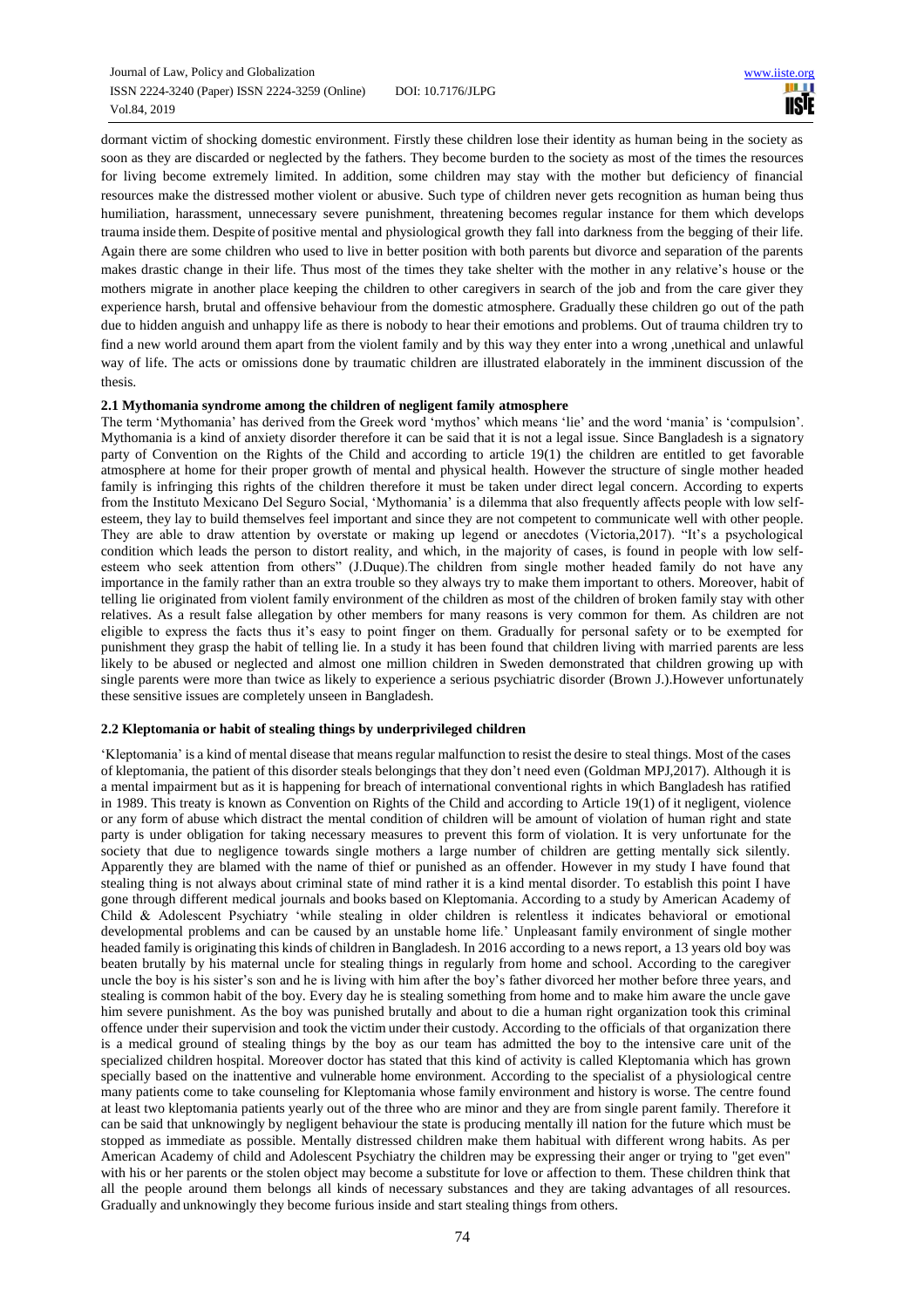dormant victim of shocking domestic environment. Firstly these children lose their identity as human being in the society as soon as they are discarded or neglected by the fathers. They become burden to the society as most of the times the resources for living become extremely limited. In addition, some children may stay with the mother but deficiency of financial resources make the distressed mother violent or abusive. Such type of children never gets recognition as human being thus humiliation, harassment, unnecessary severe punishment, threatening becomes regular instance for them which develops trauma inside them. Despite of positive mental and physiological growth they fall into darkness from the begging of their life. Again there are some children who used to live in better position with both parents but divorce and separation of the parents makes drastic change in their life. Thus most of the times they take shelter with the mother in any relative's house or the mothers migrate in another place keeping the children to other caregivers in search of the job and from the care giver they experience harsh, brutal and offensive behaviour from the domestic atmosphere. Gradually these children go out of the path due to hidden anguish and unhappy life as there is nobody to hear their emotions and problems. Out of trauma children try to find a new world around them apart from the violent family and by this way they enter into a wrong ,unethical and unlawful way of life. The acts or omissions done by traumatic children are illustrated elaborately in the imminent discussion of the thesis.

### 2.1 Mythomania syndrome among the children of negligent family atmosphere

The term 'Mythomania' has derived from the Greek word 'mythos' which means 'lie' and the word 'mania' is 'compulsion'. Mythomania is a kind of anxiety disorder therefore it can be said that it is not a legal issue. Since Bangladesh is a signatory party of Convention on the Rights of the Child and according to article 19(1) the children are entitled to get favorable atmosphere at home for their proper growth of mental and physical health. However the structure of single mother headed family is infringing this rights of the children therefore it must be taken under direct legal concern. According to experts from the Instituto Mexicano Del Seguro Social, 'Mythomania' is a dilemma that also frequently affects people with low self-esteem, they lay to build themselves feel important and since they are not competent to communicate well with other people. They are able to draw attention by overstate or making up legend or anecdotes (Victoria,2017). "It's a psychological condition which leads the person to distort reality, and which, in the majority of cases, is found in people with low self-esteem who seek attention from others" (J.Duque).The children from single mother headed family do not have any importance in the family rather than an extra trouble so they always try to make them important to others. Moreover, habit of telling lie originated from violent family environment of the children as most of the children of broken family stay with other relatives. As a result false allegation by other members for many reasons is very common for them. As children are not eligible to express the facts thus it's easy to point finger on them. Gradually for personal safety or to be exempted for punishment they grasp the habit of telling lie. In a study it has been found that children living with married parents are less likely to be abused or neglected and almost one million children in Sweden demonstrated that children growing up with single parents were more than twice as likely to experience a serious psychiatric disorder (Brown J.).However unfortunately these sensitive issues are completely unseen in Bangladesh.

### 2.2 Kleptomania or habit of stealing things by underprivileged children

'Kleptomania' is a kind of mental disease that means regular malfunction to resist the desire to steal things. Most of the cases of kleptomania, the patient of this disorder steals belongings that they don't need even (Goldman MPJ,2017). Although it is a mental impairment but as it is happening for breach of international conventional rights in which Bangladesh has ratified in 1989. This treaty is known as Convention on Rights of the Child and according to Article 19(1) of it negligent, violence or any form of abuse which distract the mental condition of children will be amount of violation of human right and state party is under obligation for taking necessary measures to prevent this form of violation. It is very unfortunate for the society that due to negligence towards single mothers a large number of children are getting mentally sick silently. Apparently they are blamed with the name of thief or punished as an offender. However in my study I have found that stealing thing is not always about criminal state of mind rather it is a kind mental disorder. To establish this point I have gone through different medical journals and books based on Kleptomania. According to a study by American Academy of Child & Adolescent Psychiatry 'while stealing in older children is relentless it indicates behavioral or emotional developmental problems and can be caused by an unstable home life.' Unpleasant family environment of single mother headed family is originating this kinds of children in Bangladesh. In 2016 according to a news report, a 13 years old boy was beaten brutally by his maternal uncle for stealing things in regularly from home and school. According to the caregiver uncle the boy is his sister's son and he is living with him after the boy's father divorced her mother before three years, and stealing is common habit of the boy. Every day he is stealing something from home and to make him aware the uncle gave him severe punishment. As the boy was punished brutally and about to die a human right organization took this criminal offence under their supervision and took the victim under their custody. According to the officials of that organization there is a medical ground of stealing things by the boy as our team has admitted the boy to the intensive care unit of the specialized children hospital. Moreover doctor has stated that this kind of activity is called Kleptomania which has grown specially based on the inattentive and vulnerable home environment. According to the specialist of a physiological centre many patients come to take counseling for Kleptomania whose family environment and history is worse. The centre found at least two kleptomania patients yearly out of the three who are minor and they are from single parent family. Therefore it can be said that unknowingly by negligent behaviour the state is producing mentally ill nation for the future which must be stopped as immediate as possible. Mentally distressed children make them habitual with different wrong habits. As per American Academy of child and Adolescent Psychiatry the children may be expressing their anger or trying to "get even" with his or her parents or the stolen object may become a substitute for love or affection to them. These children think that all the people around them belongs all kinds of necessary substances and they are taking advantages of all resources. Gradually and unknowingly they become furious inside and start stealing things from others.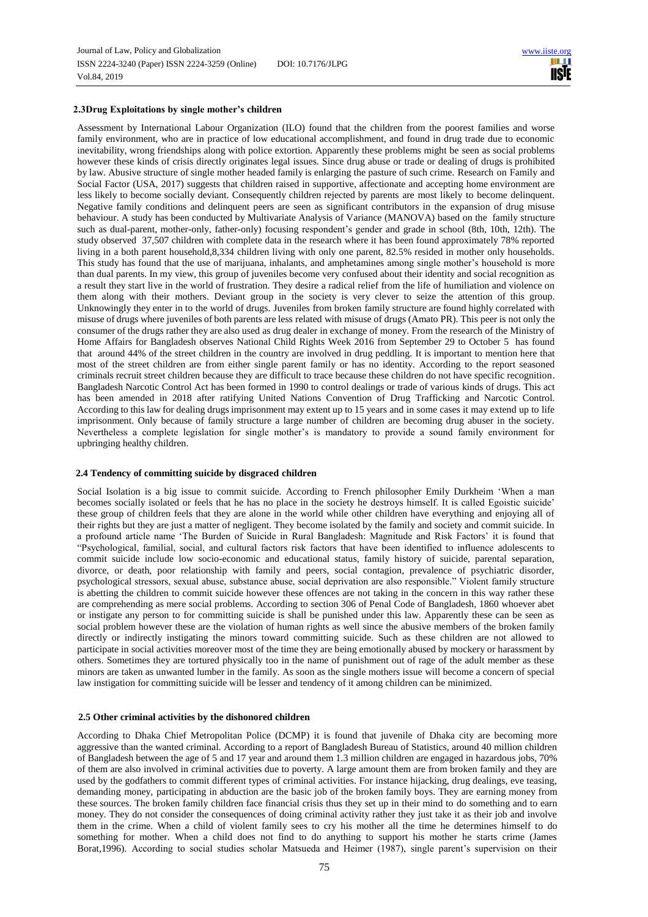### 2.3 Drug Exploitations by single mother's children

Assessment by International Labour Organization (ILO) found that the children from the poorest families and worse family environment, who are in practice of low educational accomplishment, and found in drug trade due to economic inevitability, wrong friendships along with police extortion. Apparently these problems might be seen as social problems however these kinds of crisis directly originates legal issues. Since drug abuse or trade or dealing of drugs is prohibited by law. Abusive structure of single mother headed family is enlarging the pasture of such crime. Research on Family and Social Factor (USA, 2017) suggests that children raised in supportive, affectionate and accepting home environment are less likely to become socially deviant. Consequently children rejected by parents are most likely to become delinquent. Negative family conditions and delinquent peers are seen as significant contributors in the expansion of drug misuse behaviour. A study has been conducted by Multivariate Analysis of Variance (MANOVA) based on the family structure such as dual-parent, mother-only, father-only) focusing respondent's gender and grade in school (8th, 10th, 12th). The study observed 37,507 children with complete data in the research where it has been found approximately 78% reported living in a both parent household,8,334 children living with only one parent, 82.5% resided in mother only households. This study has found that the use of marijuana, inhalants, and amphetamines among single mother's household is more than dual parents. In my view, this group of juveniles become very confused about their identity and social recognition as a result they start live in the world of frustration. They desire a radical relief from the life of humiliation and violence on them along with their mothers. Deviant group in the society is very clever to seize the attention of this group. Unknowingly they enter in to the world of drugs. Juveniles from broken family structure are found highly correlated with misuse of drugs where juveniles of both parents are less related with misuse of drugs (Amato PR). This peer is not only the consumer of the drugs rather they are also used as drug dealer in exchange of money. From the research of the Ministry of Home Affairs for Bangladesh observes National Child Rights Week 2016 from September 29 to October 5 has found that around 44% of the street children in the country are involved in drug peddling. It is important to mention here that most of the street children are from either single parent family or has no identity. According to the report seasoned criminals recruit street children because they are difficult to trace because these children do not have specific recognition. Bangladesh Narcotic Control Act has been formed in 1990 to control dealings or trade of various kinds of drugs. This act has been amended in 2018 after ratifying United Nations Convention of Drug Trafficking and Narcotic Control. According to this law for dealing drugs imprisonment may extent up to 15 years and in some cases it may extend up to life imprisonment. Only because of family structure a large number of children are becoming drug abuser in the society. Nevertheless a complete legislation for single mother's is mandatory to provide a sound family environment for upbringing healthy children.

### 2.4 Tendency of committing suicide by disgraced children

Social Isolation is a big issue to commit suicide. According to French philosopher Emily Durkheim 'When a man becomes socially isolated or feels that he has no place in the society he destroys himself. It is called Egoistic suicide' these group of children feels that they are alone in the world while other children have everything and enjoying all of their rights but they are just a matter of negligent. They become isolated by the family and society and commit suicide. In a profound article name 'The Burden of Suicide in Rural Bangladesh: Magnitude and Risk Factors' it is found that "Psychological, familial, social, and cultural factors risk factors that have been identified to influence adolescents to commit suicide include low socio-economic and educational status, family history of suicide, parental separation, divorce, or death, poor relationship with family and peers, social contagion, prevalence of psychiatric disorder, psychological stressors, sexual abuse, substance abuse, social deprivation are also responsible." Violent family structure is abetting the children to commit suicide however these offences are not taking in the concern in this way rather these are comprehending as mere social problems. According to section 306 of Penal Code of Bangladesh, 1860 whoever abet or instigate any person to for committing suicide is shall be punished under this law. Apparently these can be seen as social problem however these are the violation of human rights as well since the abusive members of the broken family directly or indirectly instigating the minors toward committing suicide. Such as these children are not allowed to participate in social activities moreover most of the time they are being emotionally abused by mockery or harassment by others. Sometimes they are tortured physically too in the name of punishment out of rage of the adult member as these minors are taken as unwanted lumber in the family. As soon as the single mothers issue will become a concern of special law instigation for committing suicide will be lesser and tendency of it among children can be minimized.

### 2.5 Other criminal activities by the dishonored children

According to Dhaka Chief Metropolitan Police (DCMP) it is found that juvenile of Dhaka city are becoming more aggressive than the wanted criminal. According to a report of Bangladesh Bureau of Statistics, around 40 million children of Bangladesh between the age of 5 and 17 year and around them 1.3 million children are engaged in hazardous jobs, 70% of them are also involved in criminal activities due to poverty. A large amount them are from broken family and they are used by the godfathers to commit different types of criminal activities. For instance hijacking, drug dealings, eve teasing, demanding money, participating in abduction are the basic job of the broken family boys. They are earning money from these sources. The broken family children face financial crisis thus they set up in their mind to do something and to earn money. They do not consider the consequences of doing criminal activity rather they just take it as their job and involve them in the crime. When a child of violent family sees to cry his mother all the time he determines himself to do something for mother. When a child does not find to do anything to support his mother he starts crime (James Borat,1996). According to social studies scholar Matsueda and Heimer (1987), single parent's supervision on their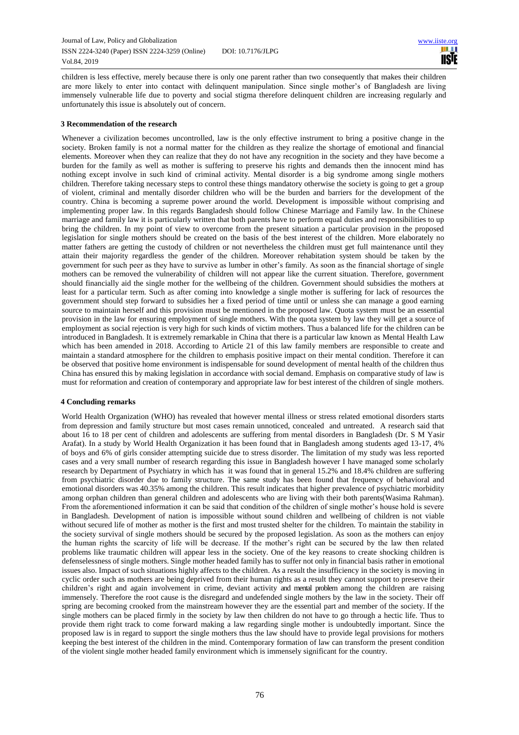children is less effective, merely because there is only one parent rather than two consequently that makes their children are more likely to enter into contact with delinquent manipulation. Since single mother's of Bangladesh are living immensely vulnerable life due to poverty and social stigma therefore delinquent children are increasing regularly and unfortunately this issue is absolutely out of concern.

## 3 Recommendation of the research

Whenever a civilization becomes uncontrolled, law is the only effective instrument to bring a positive change in the society. Broken family is not a normal matter for the children as they realize the shortage of emotional and financial elements. Moreover when they can realize that they do not have any recognition in the society and they have become a burden for the family as well as mother is suffering to preserve his rights and demands then the innocent mind has nothing except involve in such kind of criminal activity. Mental disorder is a big syndrome among single mothers children. Therefore taking necessary steps to control these things mandatory otherwise the society is going to get a group of violent, criminal and mentally disorder children who will be the burden and barriers for the development of the country. China is becoming a supreme power around the world. Development is impossible without comprising and implementing proper law. In this regards Bangladesh should follow Chinese Marriage and Family law. In the Chinese marriage and family law it is particularly written that both parents have to perform equal duties and responsibilities to up bring the children. In my point of view to overcome from the present situation a particular provision in the proposed legislation for single mothers should be created on the basis of the best interest of the children. More elaborately no matter fathers are getting the custody of children or not nevertheless the children must get full maintenance until they attain their majority regardless the gender of the children. Moreover rehabilitation system should be taken by the government for such peer as they have to survive as lumber in other's family. As soon as the financial shortage of single mothers can be removed the vulnerability of children will not appear like the current situation. Therefore, government should financially aid the single mother for the wellbeing of the children. Government should subsidies the mothers at least for a particular term. Such as after coming into knowledge a single mother is suffering for lack of resources the government should step forward to subsidies her a fixed period of time until or unless she can manage a good earning source to maintain herself and this provision must be mentioned in the proposed law. Quota system must be an essential provision in the law for ensuring employment of single mothers. With the quota system by law they will get a source of employment as social rejection is very high for such kinds of victim mothers. Thus a balanced life for the children can be introduced in Bangladesh. It is extremely remarkable in China that there is a particular law known as Mental Health Law which has been amended in 2018. According to Article 21 of this law family members are responsible to create and maintain a standard atmosphere for the children to emphasis positive impact on their mental condition. Therefore it can be observed that positive home environment is indispensable for sound development of mental health of the children thus China has ensured this by making legislation in accordance with social demand. Emphasis on comparative study of law is must for reformation and creation of contemporary and appropriate law for best interest of the children of single mothers.

## 4 Concluding remarks

World Health Organization (WHO) has revealed that however mental illness or stress related emotional disorders starts from depression and family structure but most cases remain unnoticed, concealed and untreated. A research said that about 16 to 18 per cent of children and adolescents are suffering from mental disorders in Bangladesh (Dr. S M Yasir Arafat). In a study by World Health Organization it has been found that in Bangladesh among students aged 13-17, 4% of boys and 6% of girls consider attempting suicide due to stress disorder. The limitation of my study was less reported cases and a very small number of research regarding this issue in Bangladesh however I have managed some scholarly research by Department of Psychiatry in which has it was found that in general 15.2% and 18.4% children are suffering from psychiatric disorder due to family structure. The same study has been found that frequency of behavioral and emotional disorders was 40.35% among the children. This result indicates that higher prevalence of psychiatric morbidity among orphan children than general children and adolescents who are living with their both parents(Wasima Rahman). From the aforementioned information it can be said that condition of the children of single mother's house hold is severe in Bangladesh. Development of nation is impossible without sound children and wellbeing of children is not viable without secured life of mother as mother is the first and most trusted shelter for the children. To maintain the stability in the society survival of single mothers should be secured by the proposed legislation. As soon as the mothers can enjoy the human rights the scarcity of life will be decrease. If the mother's right can be secured by the law then related problems like traumatic children will appear less in the society. One of the key reasons to create shocking children is defenselessness of single mothers. Single mother headed family has to suffer not only in financial basis rather in emotional issues also. Impact of such situations highly affects to the children. As a result the insufficiency in the society is moving in cyclic order such as mothers are being deprived from their human rights as a result they cannot support to preserve their children's right and again involvement in crime, deviant activity and mental problem among the children are raising immensely. Therefore the root cause is the disregard and undefended single mothers by the law in the society. Their off spring are becoming crooked from the mainstream however they are the essential part and member of the society. If the single mothers can be placed firmly in the society by law then children do not have to go through a hectic life. Thus to provide them right track to come forward making a law regarding single mother is undoubtedly important. Since the proposed law is in regard to support the single mothers thus the law should have to provide legal provisions for mothers keeping the best interest of the children in the mind. Contemporary formation of law can transform the present condition of the violent single mother headed family environment which is immensely significant for the country.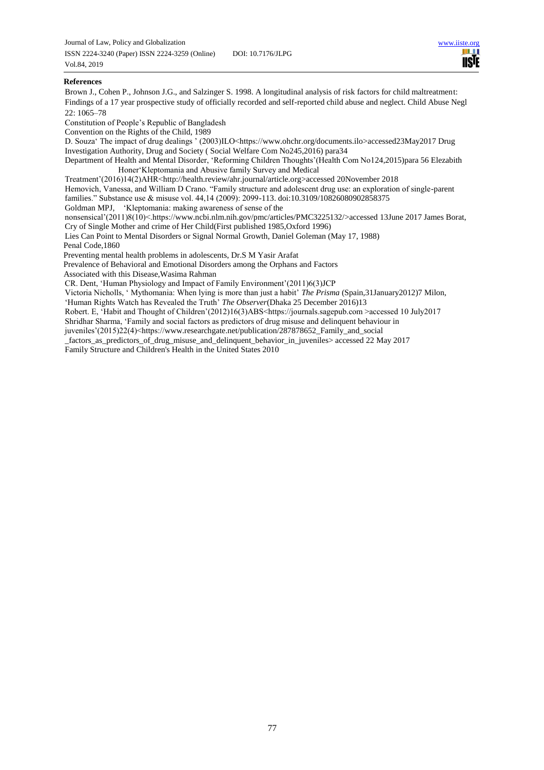**References**

Brown J., Cohen P., Johnson J.G., and Salzinger S. 1998. A longitudinal analysis of risk factors for child maltreatment: Findings of a 17 year prospective study of officially recorded and self-reported child abuse and neglect. Child Abuse Negl 22: 1065–78

Constitution of People's Republic of Bangladesh

Convention on the Rights of the Child, 1989

D. Souza' The impact of drug dealings ' (2003)ILO<https://www.ohchr.org/documents.ilo>accessed23May2017 Drug Investigation Authority, Drug and Society ( Social Welfare Com No245,2016) para34

Department of Health and Mental Disorder, 'Reforming Children Thoughts'(Health Com No124,2015)para 56 Elezabith Honer'Kleptomania and Abusive family Survey and Medical Treatment'(2016)14(2)AHR<http://health.review/ahr.journal/article.org>accessed 20November 2018

Hemovich, Vanessa, and William D Crano. "Family structure and adolescent drug use: an exploration of single-parent families." Substance use & misuse vol. 44,14 (2009): 2099-113. doi:10.3109/10826080902858375

Goldman MPJ, 'Kleptomania: making awareness of sense of the nonsensical'(2011)8(10)<.https://www.ncbi.nlm.nih.gov/pmc/articles/PMC3225132/>accessed 13June 2017 James Borat, Cry of Single Mother and crime of Her Child(First published 1985,Oxford 1996)

Lies Can Point to Mental Disorders or Signal Normal Growth, Daniel Goleman (May 17, 1988)

Penal Code,1860

Preventing mental health problems in adolescents, Dr.S M Yasir Arafat

Prevalence of Behavioral and Emotional Disorders among the Orphans and Factors Associated with this Disease,Wasima Rahman

CR. Dent, 'Human Physiology and Impact of Family Environment'(2011)6(3)JCP

Victoria Nicholls, ' Mythomania: When lying is more than just a habit' *The Prisma* (Spain,31January2012)7 Milon, 'Human Rights Watch has Revealed the Truth' *The Observer*(Dhaka 25 December 2016)13

Robert. E, 'Habit and Thought of Children'(2012)16(3)ABS<https://journals.sagepub.com >accessed 10 July2017

Shridhar Sharma, 'Family and social factors as predictors of drug misuse and delinquent behaviour in juveniles'(2015)22(4)<https://www.researchgate.net/publication/287878652_Family_and_social _factors_as_predictors_of_drug_misuse_and_delinquent_behavior_in_juveniles> accessed 22 May 2017

Family Structure and Children's Health in the United States 2010